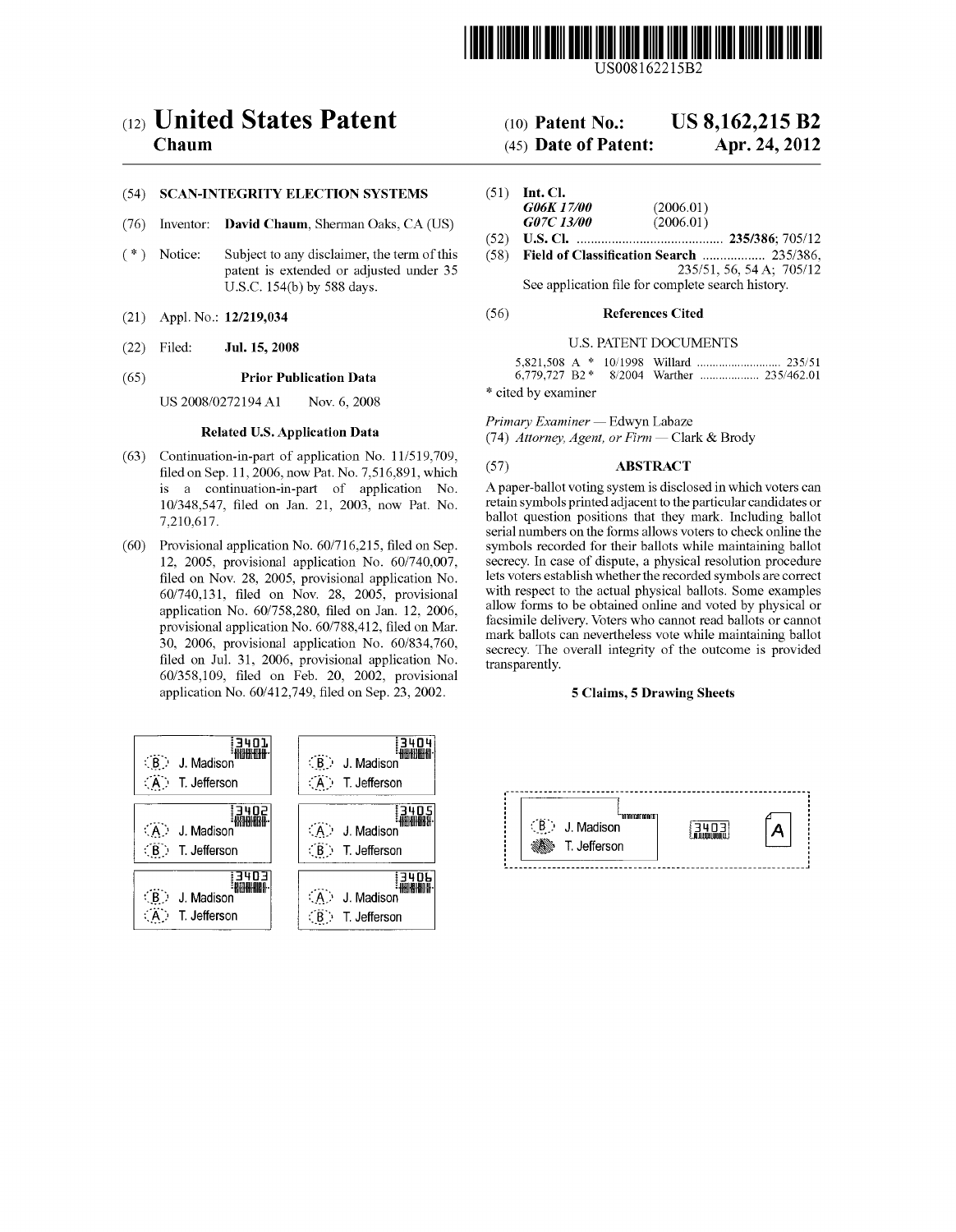US008162215B2

# (12) United States Patent
**Chaum**

(10) **Patent No.:** **US 8,162,215 B2**

(45) **Date of Patent:** **Apr. 24, 2012**

(54) **SCAN-INTEGRITY ELECTION SYSTEMS**

(76) Inventor: **David Chaum**, Sherman Oaks, CA (US)

( * ) Notice: Subject to any disclaimer, the term of this patent is extended or adjusted under 35 U.S.C. 154(b) by 588 days.

(21) Appl. No.: **12/219,034**

(22) Filed: **Jul. 15, 2008**

(65) **Prior Publication Data**

US 2008/0272194 A1 Nov. 6, 2008

**Related U.S. Application Data**

(63) Continuation-in-part of application No. 11/519,709, filed on Sep. 11, 2006, now Pat. No. 7,516,891, which is a continuation-in-part of application No. 10/348,547, filed on Jan. 21, 2003, now Pat. No. 7,210,617.

(60) Provisional application No. 60/716,215, filed on Sep. 12, 2005, provisional application No. 60/740,007, filed on Nov. 28, 2005, provisional application No. 60/740,131, filed on Nov. 28, 2005, provisional application No. 60/758,280, filed on Jan. 12, 2006, provisional application No. 60/788,412, filed on Mar. 30, 2006, provisional application No. 60/834,760, filed on Jul. 31, 2006, provisional application No. 60/358,109, filed on Feb. 20, 2002, provisional application No. 60/412,749, filed on Sep. 23, 2002.

(51) **Int. Cl.**
*G06K 17/00* (2006.01)
*G07C 13/00* (2006.01)

(52) **U.S. Cl.** .......................................... **235/386**; 705/12

(58) **Field of Classification Search** .................. 235/386, 235/51, 56, 54 A; 705/12
See application file for complete search history.

(56) **References Cited**

U.S. PATENT DOCUMENTS

5,821,508 A * 10/1998 Willard .......................... 235/51
6,779,727 B2 * 8/2004 Warther .................. 235/462.01

\* cited by examiner

*Primary Examiner* — Edwyn Labaze
(74) *Attorney, Agent, or Firm* — Clark & Brody

(57) **ABSTRACT**

A paper-ballot voting system is disclosed in which voters can retain symbols printed adjacent to the particular candidates or ballot question positions that they mark. Including ballot serial numbers on the forms allows voters to check online the symbols recorded for their ballots while maintaining ballot secrecy. In case of dispute, a physical resolution procedure lets voters establish whether the recorded symbols are correct with respect to the actual physical ballots. Some examples allow forms to be obtained online and voted by physical or facsimile delivery. Voters who cannot read ballots or cannot mark ballots can nevertheless vote while maintaining ballot secrecy. The overall integrity of the outcome is provided transparently.

**5 Claims, 5 Drawing Sheets**

3401
B J. Madison
A T. Jefferson

3404
B J. Madison
A T. Jefferson

3402
A J. Madison
B T. Jefferson

3405
A J. Madison
B T. Jefferson

3403
B J. Madison
A T. Jefferson

3406
A J. Madison
B T. Jefferson

B J. Madison
T. Jefferson
3403
A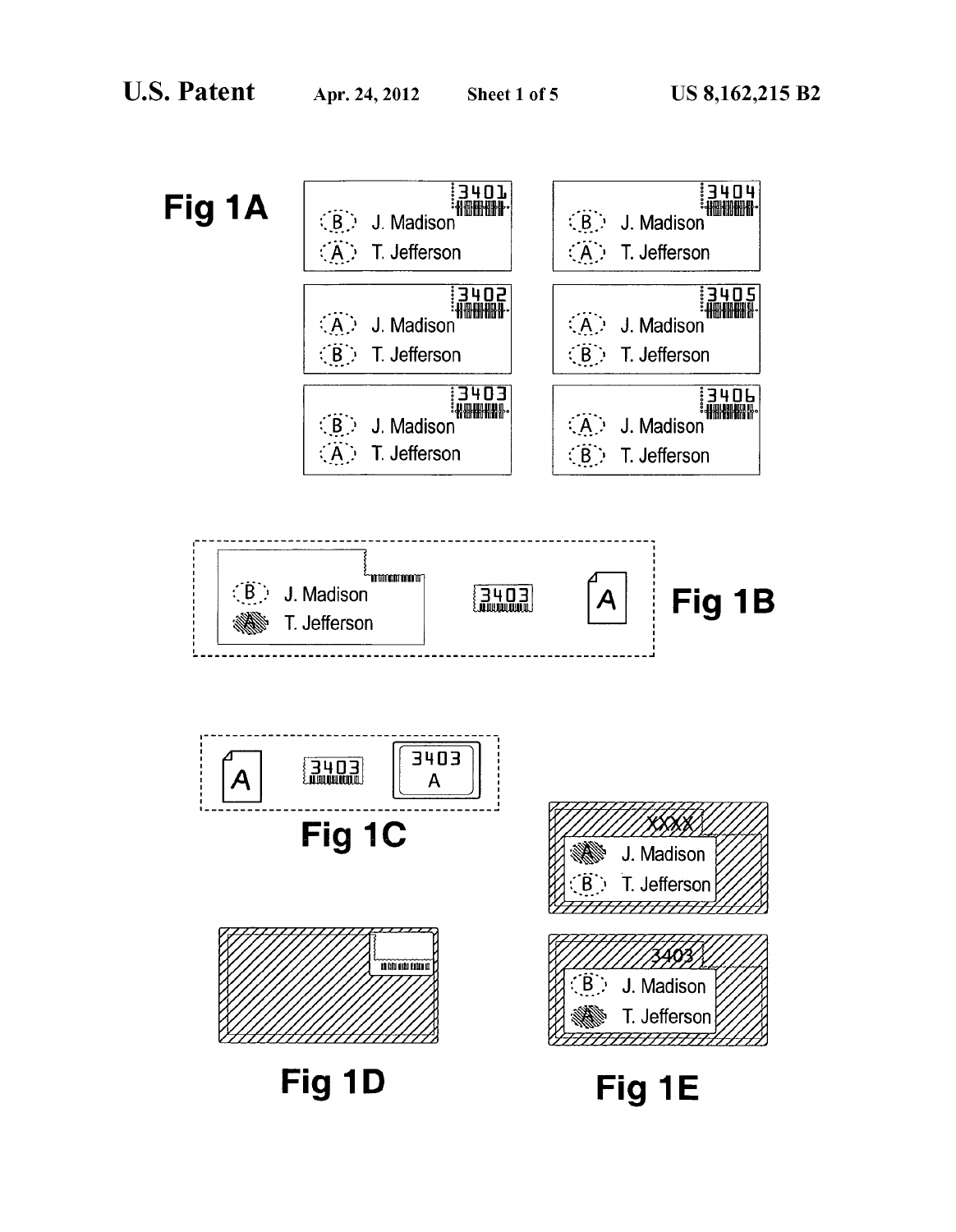Fig 1A

Fig 1B

Fig 1C

Fig 1D

Fig 1E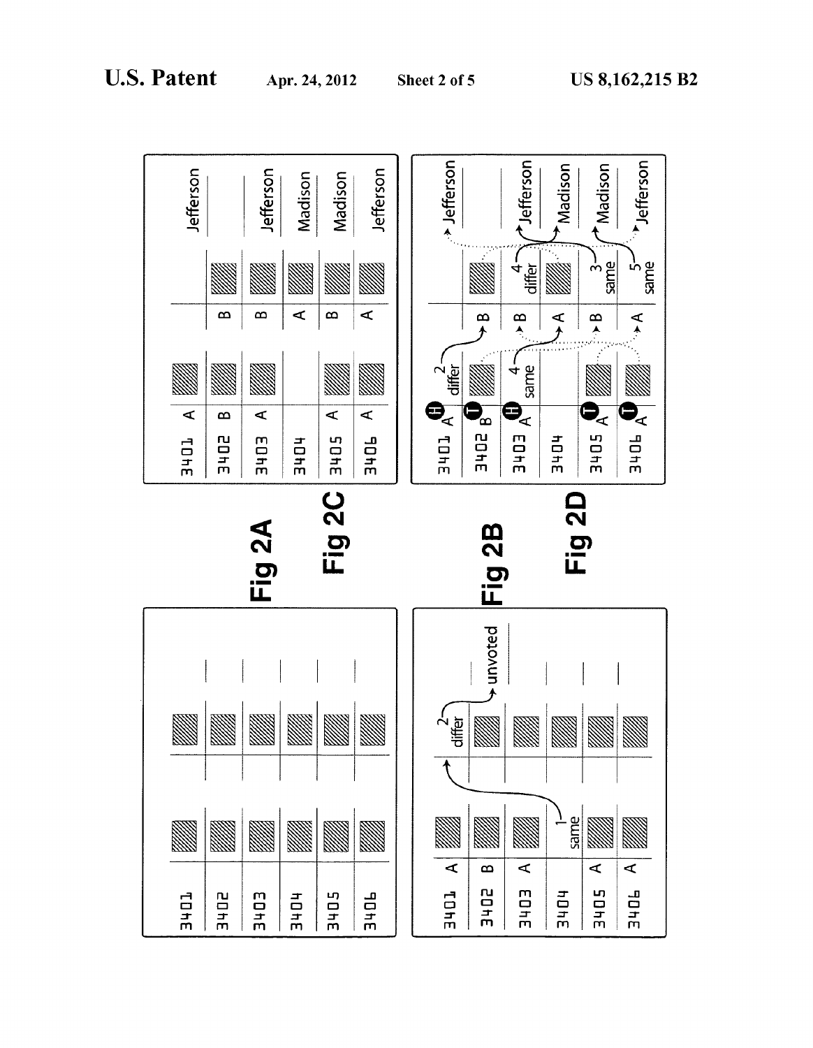Fig 2A

| 3401 | ▨ | | ▨ | |
|---|---|---|---|---|
| 3402 | ▨ | | ▨ | |
| 3403 | ▨ | | ▨ | |
| 3404 | ▨ | | ▨ | |
| 3405 | ▨ | | ▨ | |
| 3406 | ▨ | | ▨ | |

Fig 2B

| 3401 A | ▨ | | 2 differ → unvoted | |
|---|---|---|---|---|
| 3402 B | ▨ | | ▨ | |
| 3403 A | ▨ | | ▨ | |
| 3404 | 1 same | | ▨ | |
| 3405 A | ▨ | | ▨ | |
| 3406 A | ▨ | | ▨ | |

Fig 2C

| 3401 A | ▨ | | | Jefferson |
|---|---|---|---|---|
| 3402 B | ▨ | B | ▨ | |
| 3403 A | ▨ | B | ▨ | Jefferson |
| 3404 | | A | ▨ | Madison |
| 3405 A | ▨ | B | ▨ | Madison |
| 3406 A | ▨ | A | ▨ | Jefferson |

Fig 2D

| 3401 (H) A | 2 differ | | | Jefferson |
|---|---|---|---|---|
| 3402 (T) B | ▨ | B | ▨ | |
| 3403 (H) A | 4 same | B | 4 differ | Jefferson |
| 3404 | | A | ▨ | Madison |
| 3405 (T) A | ▨ | B | 3 same | Madison |
| 3406 (T) A | ▨ | A | 5 same | Jefferson |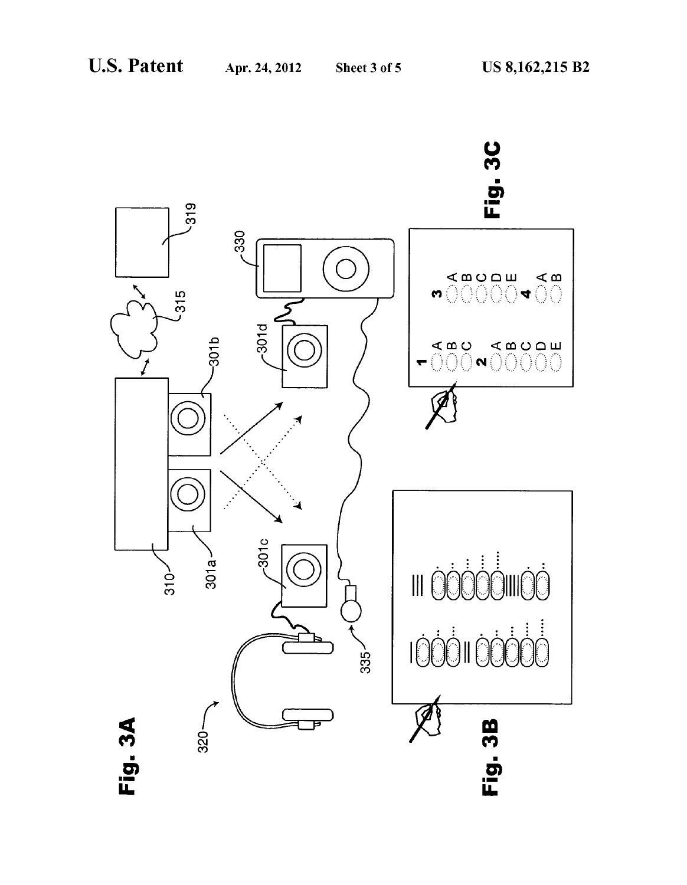Fig. 3A

Fig. 3B

Fig. 3C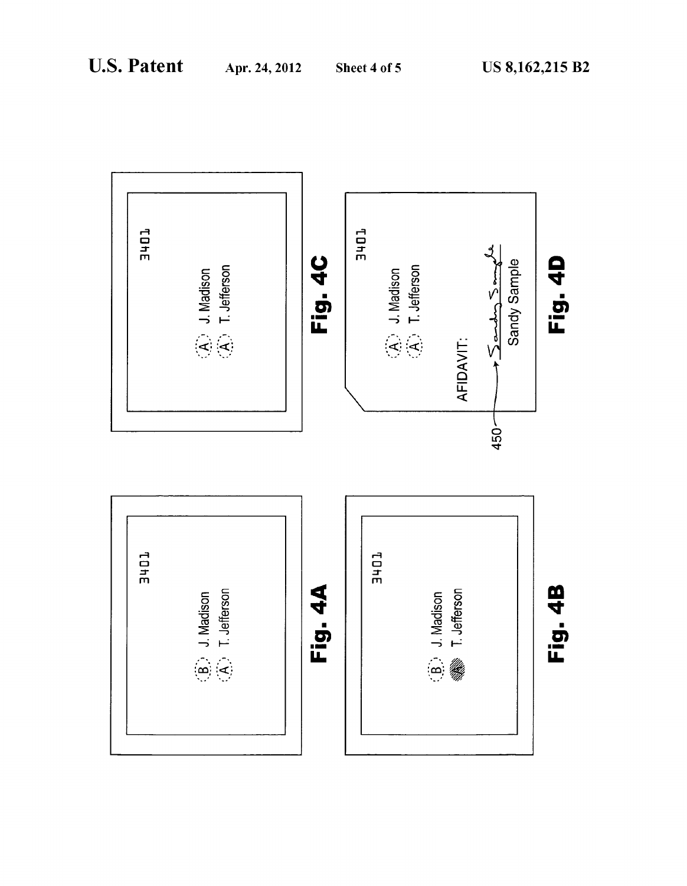3401

(B) J. Madison
(A) T. Jefferson

**Fig. 4A**

3401

(B) J. Madison
(A) T. Jefferson

**Fig. 4B**

3401

(A) J. Madison
(A) T. Jefferson

**Fig. 4C**

3401

(A) J. Madison
(A) T. Jefferson

AFIDAVIT:

450

Sandy Sample

**Fig. 4D**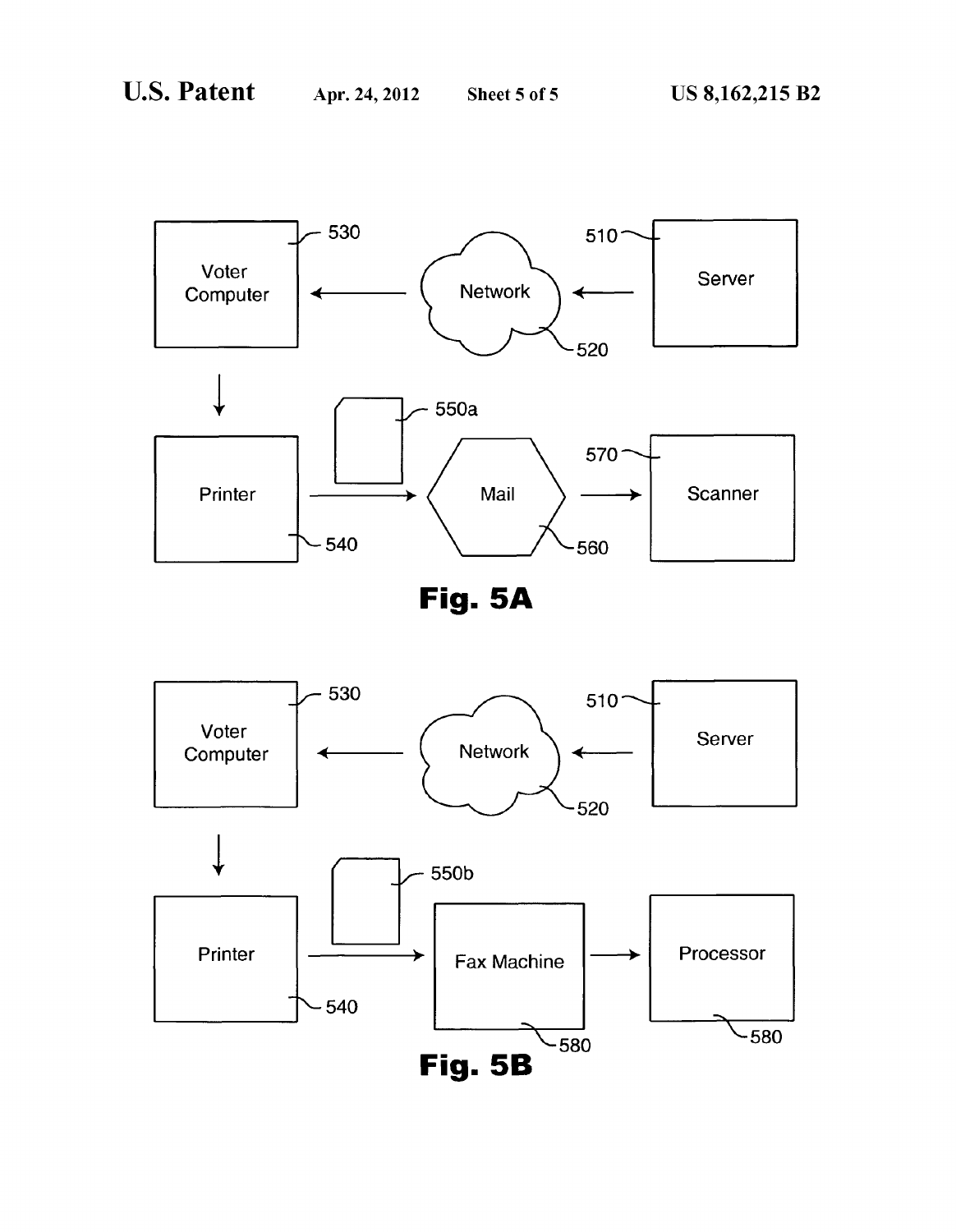Voter Computer 530

Network 520

Server 510

Printer 540

550a

Mail 560

Scanner 570

**Fig. 5A**

Voter Computer 530

Network 520

Server 510

Printer 540

550b

Fax Machine 580

Processor 580

**Fig. 5B**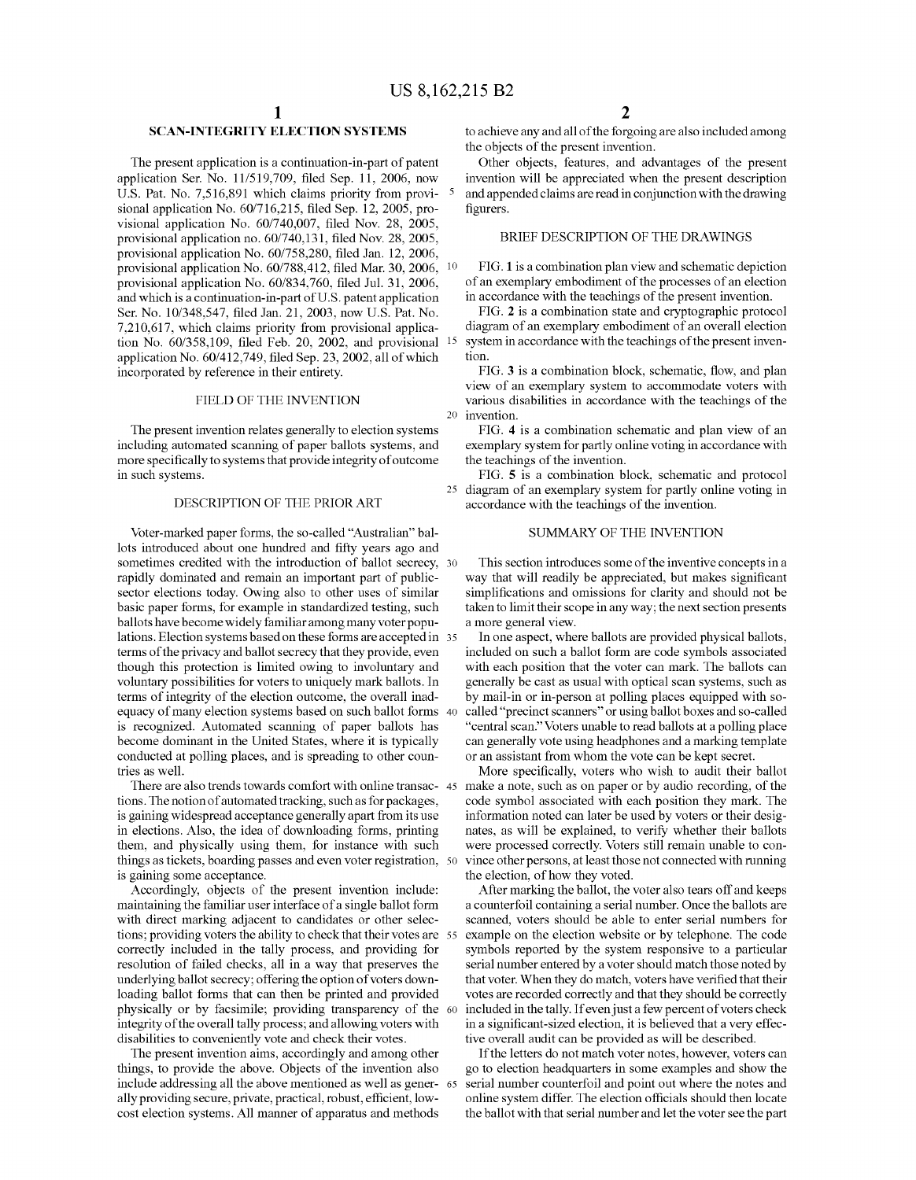# SCAN-INTEGRITY ELECTION SYSTEMS

The present application is a continuation-in-part of patent application Ser. No. 11/519,709, filed Sep. 11, 2006, now U.S. Pat. No. 7,516,891 which claims priority from provisional application No. 60/716,215, filed Sep. 12, 2005, provisional application No. 60/740,007, filed Nov. 28, 2005, provisional application no. 60/740,131, filed Nov. 28, 2005, provisional application No. 60/758,280, filed Jan. 12, 2006, provisional application No. 60/788,412, filed Mar. 30, 2006, provisional application No. 60/834,760, filed Jul. 31, 2006, and which is a continuation-in-part of U.S. patent application Ser. No. 10/348,547, filed Jan. 21, 2003, now U.S. Pat. No. 7,210,617, which claims priority from provisional application No. 60/358,109, filed Feb. 20, 2002, and provisional application No. 60/412,749, filed Sep. 23, 2002, all of which incorporated by reference in their entirety.

## FIELD OF THE INVENTION

The present invention relates generally to election systems including automated scanning of paper ballots systems, and more specifically to systems that provide integrity of outcome in such systems.

## DESCRIPTION OF THE PRIOR ART

Voter-marked paper forms, the so-called "Australian" ballots introduced about one hundred and fifty years ago and sometimes credited with the introduction of ballot secrecy, rapidly dominated and remain an important part of public-sector elections today. Owing also to other uses of similar basic paper forms, for example in standardized testing, such ballots have become widely familiar among many voter populations. Election systems based on these forms are accepted in terms of the privacy and ballot secrecy that they provide, even though this protection is limited owing to involuntary and voluntary possibilities for voters to uniquely mark ballots. In terms of integrity of the election outcome, the overall inadequacy of many election systems based on such ballot forms is recognized. Automated scanning of paper ballots has become dominant in the United States, where it is typically conducted at polling places, and is spreading to other countries as well.

There are also trends towards comfort with online transactions. The notion of automated tracking, such as for packages, is gaining widespread acceptance generally apart from its use in elections. Also, the idea of downloading forms, printing them, and physically using them, for instance with such things as tickets, boarding passes and even voter registration, is gaining some acceptance.

Accordingly, objects of the present invention include: maintaining the familiar user interface of a single ballot form with direct marking adjacent to candidates or other selections; providing voters the ability to check that their votes are correctly included in the tally process, and providing for resolution of failed checks, all in a way that preserves the underlying ballot secrecy; offering the option of voters downloading ballot forms that can then be printed and provided physically or by facsimile; providing transparency of the integrity of the overall tally process; and allowing voters with disabilities to conveniently vote and check their votes.

The present invention aims, accordingly and among other things, to provide the above. Objects of the invention also include addressing all the above mentioned as well as generally providing secure, private, practical, robust, efficient, low-cost election systems. All manner of apparatus and methods to achieve any and all of the forgoing are also included among the objects of the present invention.

Other objects, features, and advantages of the present invention will be appreciated when the present description and appended claims are read in conjunction with the drawing figurers.

## BRIEF DESCRIPTION OF THE DRAWINGS

FIG. 1 is a combination plan view and schematic depiction of an exemplary embodiment of the processes of an election in accordance with the teachings of the present invention.

FIG. 2 is a combination state and cryptographic protocol diagram of an exemplary embodiment of an overall election system in accordance with the teachings of the present invention.

FIG. 3 is a combination block, schematic, flow, and plan view of an exemplary system to accommodate voters with various disabilities in accordance with the teachings of the invention.

FIG. 4 is a combination schematic and plan view of an exemplary system for partly online voting in accordance with the teachings of the invention.

FIG. 5 is a combination block, schematic and protocol diagram of an exemplary system for partly online voting in accordance with the teachings of the invention.

## SUMMARY OF THE INVENTION

This section introduces some of the inventive concepts in a way that will readily be appreciated, but makes significant simplifications and omissions for clarity and should not be taken to limit their scope in any way; the next section presents a more general view.

In one aspect, where ballots are provided physical ballots, included on such a ballot form are code symbols associated with each position that the voter can mark. The ballots can generally be cast as usual with optical scan systems, such as by mail-in or in-person at polling places equipped with so-called "precinct scanners" or using ballot boxes and so-called "central scan." Voters unable to read ballots at a polling place can generally vote using headphones and a marking template or an assistant from whom the vote can be kept secret.

More specifically, voters who wish to audit their ballot make a note, such as on paper or by audio recording, of the code symbol associated with each position they mark. The information noted can later be used by voters or their designates, as will be explained, to verify whether their ballots were processed correctly. Voters still remain unable to convince other persons, at least those not connected with running the election, of how they voted.

After marking the ballot, the voter also tears off and keeps a counterfoil containing a serial number. Once the ballots are scanned, voters should be able to enter serial numbers for example on the election website or by telephone. The code symbols reported by the system responsive to a particular serial number entered by a voter should match those noted by that voter. When they do match, voters have verified that their votes are recorded correctly and that they should be correctly included in the tally. If even just a few percent of voters check in a significant-sized election, it is believed that a very effective overall audit can be provided as will be described.

If the letters do not match voter notes, however, voters can go to election headquarters in some examples and show the serial number counterfoil and point out where the notes and online system differ. The election officials should then locate the ballot with that serial number and let the voter see the part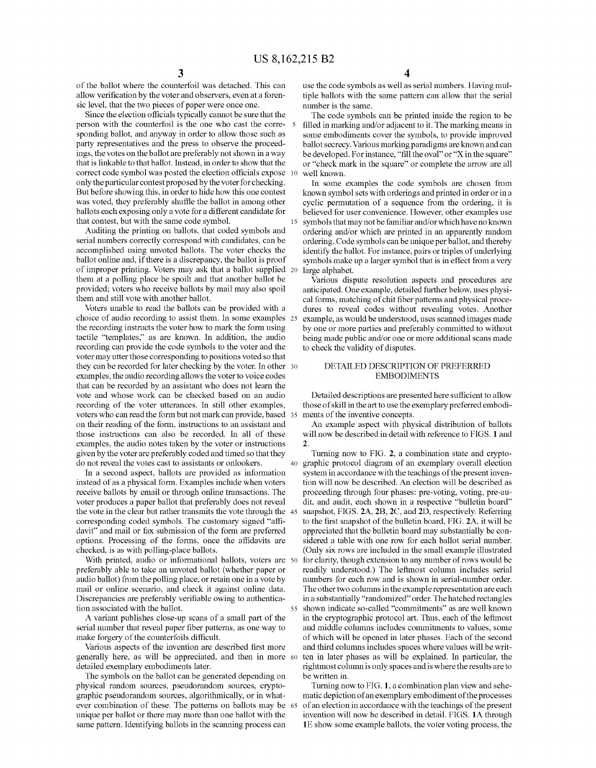of the ballot where the counterfoil was detached. This can allow verification by the voter and observers, even at a forensic level, that the two pieces of paper were once one.

Since the election officials typically cannot be sure that the person with the counterfoil is the one who cast the corresponding ballot, and anyway in order to allow those such as party representatives and the press to observe the proceedings, the votes on the ballot are preferably not shown in a way that is linkable to that ballot. Instead, in order to show that the correct code symbol was posted the election officials expose only the particular contest proposed by the voter for checking. But before showing this, in order to hide how this one contest was voted, they preferably shuffle the ballot in among other ballots each exposing only a vote for a different candidate for that contest, but with the same code symbol.

Auditing the printing on ballots, that coded symbols and serial numbers correctly correspond with candidates, can be accomplished using unvoted ballots. The voter checks the ballot online and, if there is a discrepancy, the ballot is proof of improper printing. Voters may ask that a ballot supplied them at a polling place be spoilt and that another ballot be provided; voters who receive ballots by mail may also spoil them and still vote with another ballot.

Voters unable to read the ballots can be provided with a choice of audio recording to assist them. In some examples the recording instructs the voter how to mark the form using tactile "templates," as are known. In addition, the audio recording can provide the code symbols to the voter and the voter may utter those corresponding to positions voted so that they can be recorded for later checking by the voter. In other examples, the audio recording allows the voter to voice codes that can be recorded by an assistant who does not learn the vote and whose work can be checked based on an audio recording of the voter utterances. In still other examples, voters who can read the form but not mark can provide, based on their reading of the form, instructions to an assistant and those instructions can also be recorded. In all of these examples, the audio notes taken by the voter or instructions given by the voter are preferably coded and timed so that they do not reveal the votes cast to assistants or onlookers.

In a second aspect, ballots are provided as information instead of as a physical form. Examples include when voters receive ballots by email or through online transactions. The voter produces a paper ballot that preferably does not reveal the vote in the clear but rather transmits the vote through the corresponding coded symbols. The customary signed "affidavit" and mail or fax submission of the form are preferred options. Processing of the forms, once the affidavits are checked, is as with polling-place ballots.

With printed, audio or informational ballots, voters are preferably able to take an unvoted ballot (whether paper or audio ballot) from the polling place, or retain one in a vote by mail or online scenario, and check it against online data. Discrepancies are preferably verifiable owing to authentication associated with the ballot.

A variant publishes close-up scans of a small part of the serial number that reveal paper fiber patterns, as one way to make forgery of the counterfoils difficult.

Various aspects of the invention are described first more generally here, as will be appreciated, and then in more detailed exemplary embodiments later.

The symbols on the ballot can be generated depending on physical random sources, pseudorandom sources, cryptographic pseudorandom sources, algorithmically, or in whatever combination of these. The patterns on ballots may be unique per ballot or there may more than one ballot with the same pattern. Identifying ballots in the scanning process can use the code symbols as well as serial numbers. Having multiple ballots with the same pattern can allow that the serial number is the same.

The code symbols can be printed inside the region to be filled in marking and/or adjacent to it. The marking means in some embodiments cover the symbols, to provide improved ballot secrecy. Various marking paradigms are known and can be developed. For instance, "fill the oval" or "X in the square" or "check mark in the square" or complete the arrow are all well known.

In some examples the code symbols are chosen from known symbol sets with orderings and printed in order or in a cyclic permutation of a sequence from the ordering, it is believed for user convenience. However, other examples use symbols that may not be familiar and/or which have no known ordering and/or which are printed in an apparently random ordering. Code symbols can be unique per ballot, and thereby identify the ballot. For instance, pairs or triples of underlying symbols make up a larger symbol that is in effect from a very large alphabet.

Various dispute resolution aspects and procedures are anticipated. One example, detailed further below, uses physical forms, matching of chit fiber patterns and physical procedures to reveal codes without revealing votes. Another example, as would be understood, uses scanned images made by one or more parties and preferably committed to without being made public and/or one or more additional scans made to check the validity of disputes.

## DETAILED DESCRIPTION OF PREFERRED EMBODIMENTS

Detailed descriptions are presented here sufficient to allow those of skill in the art to use the exemplary preferred embodiments of the inventive concepts.

An example aspect with physical distribution of ballots will now be described in detail with reference to FIGS. 1 and 2.

Turning now to FIG. 2, a combination state and cryptographic protocol diagram of an exemplary overall election system in accordance with the teachings of the present invention will now be described. An election will be described as proceeding through four phases: pre-voting, voting, pre-audit, and audit, each shown in a respective "bulletin board" snapshot, FIGS. 2A, 2B, 2C, and 2D, respectively. Referring to the first snapshot of the bulletin board, FIG. 2A, it will be appreciated that the bulletin board may substantially be considered a table with one row for each ballot serial number. (Only six rows are included in the small example illustrated for clarity, though extension to any number of rows would be readily understood.) The leftmost column includes serial numbers for each row and is shown in serial-number order. The other two columns in the example representation are each in a substantially "randomized" order. The hatched rectangles shown indicate so-called "commitments" as are well known in the cryptographic protocol art. Thus, each of the leftmost and middle columns includes commitments to values, some of which will be opened in later phases. Each of the second and third columns includes spaces where values will be written in later phases as will be explained. In particular, the rightmost column is only spaces and is where the results are to be written in.

Turning now to FIG. 1, a combination plan view and schematic depiction of an exemplary embodiment of the processes of an election in accordance with the teachings of the present invention will now be described in detail. FIGS. 1A through 1E show some example ballots, the voter voting process, the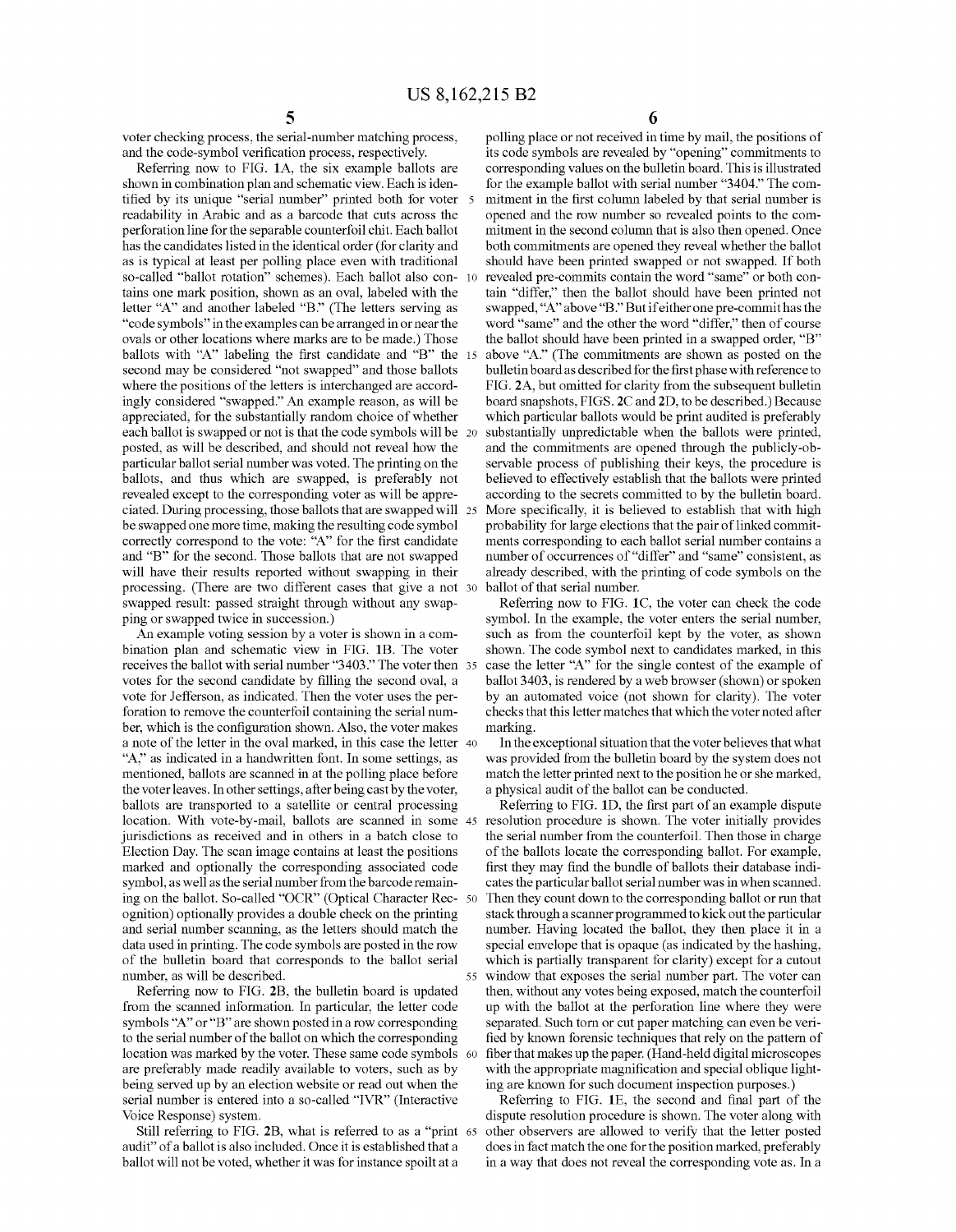voter checking process, the serial-number matching process, and the code-symbol verification process, respectively.

Referring now to FIG. 1A, the six example ballots are shown in combination plan and schematic view. Each is identified by its unique "serial number" printed both for voter readability in Arabic and as a barcode that cuts across the perforation line for the separable counterfoil chit. Each ballot has the candidates listed in the identical order (for clarity and as is typical at least per polling place even with traditional so-called "ballot rotation" schemes). Each ballot also contains one mark position, shown as an oval, labeled with the letter "A" and another labeled "B." (The letters serving as "code symbols" in the examples can be arranged in or near the ovals or other locations where marks are to be made.) Those ballots with "A" labeling the first candidate and "B" the second may be considered "not swapped" and those ballots where the positions of the letters is interchanged are accordingly considered "swapped." An example reason, as will be appreciated, for the substantially random choice of whether each ballot is swapped or not is that the code symbols will be posted, as will be described, and should not reveal how the particular ballot serial number was voted. The printing on the ballots, and thus which are swapped, is preferably not revealed except to the corresponding voter as will be appreciated. During processing, those ballots that are swapped will be swapped one more time, making the resulting code symbol correctly correspond to the vote: "A" for the first candidate and "B" for the second. Those ballots that are not swapped will have their results reported without swapping in their processing. (There are two different cases that give a not swapped result: passed straight through without any swapping or swapped twice in succession.)

An example voting session by a voter is shown in a combination plan and schematic view in FIG. 1B. The voter receives the ballot with serial number "3403." The voter then votes for the second candidate by filling the second oval, a vote for Jefferson, as indicated. Then the voter uses the perforation to remove the counterfoil containing the serial number, which is the configuration shown. Also, the voter makes a note of the letter in the oval marked, in this case the letter "A," as indicated in a handwritten font. In some settings, as mentioned, ballots are scanned in at the polling place before the voter leaves. In other settings, after being cast by the voter, ballots are transported to a satellite or central processing location. With vote-by-mail, ballots are scanned in some jurisdictions as received and in others in a batch close to Election Day. The scan image contains at least the positions marked and optionally the corresponding associated code symbol, as well as the serial number from the barcode remaining on the ballot. So-called "OCR" (Optical Character Recognition) optionally provides a double check on the printing and serial number scanning, as the letters should match the data used in printing. The code symbols are posted in the row of the bulletin board that corresponds to the ballot serial number, as will be described.

Referring now to FIG. 2B, the bulletin board is updated from the scanned information. In particular, the letter code symbols "A" or "B" are shown posted in a row corresponding to the serial number of the ballot on which the corresponding location was marked by the voter. These same code symbols are preferably made readily available to voters, such as by being served up by an election website or read out when the serial number is entered into a so-called "IVR" (Interactive Voice Response) system.

Still referring to FIG. 2B, what is referred to as a "print audit" of a ballot is also included. Once it is established that a ballot will not be voted, whether it was for instance spoilt at a polling place or not received in time by mail, the positions of its code symbols are revealed by "opening" commitments to corresponding values on the bulletin board. This is illustrated for the example ballot with serial number "3404." The commitment in the first column labeled by that serial number is opened and the row number so revealed points to the commitment in the second column that is also then opened. Once both commitments are opened they reveal whether the ballot should have been printed swapped or not swapped. If both revealed pre-commits contain the word "same" or both contain "differ," then the ballot should have been printed not swapped, "A" above "B." But if either one pre-commit has the word "same" and the other the word "differ," then of course the ballot should have been printed in a swapped order, "B" above "A." (The commitments are shown as posted on the bulletin board as described for the first phase with reference to FIG. 2A, but omitted for clarity from the subsequent bulletin board snapshots, FIGS. 2C and 2D, to be described.) Because which particular ballots would be print audited is preferably substantially unpredictable when the ballots were printed, and the commitments are opened through the publicly-observable process of publishing their keys, the procedure is believed to effectively establish that the ballots were printed according to the secrets committed to by the bulletin board. More specifically, it is believed to establish that with high probability for large elections that the pair of linked commitments corresponding to each ballot serial number contains a number of occurrences of "differ" and "same" consistent, as already described, with the printing of code symbols on the ballot of that serial number.

Referring now to FIG. 1C, the voter can check the code symbol. In the example, the voter enters the serial number, such as from the counterfoil kept by the voter, as shown shown. The code symbol next to candidates marked, in this case the letter "A" for the single contest of the example of ballot 3403, is rendered by a web browser (shown) or spoken by an automated voice (not shown for clarity). The voter checks that this letter matches that which the voter noted after marking.

In the exceptional situation that the voter believes that what was provided from the bulletin board by the system does not match the letter printed next to the position he or she marked, a physical audit of the ballot can be conducted.

Referring to FIG. 1D, the first part of an example dispute resolution procedure is shown. The voter initially provides the serial number from the counterfoil. Then those in charge of the ballots locate the corresponding ballot. For example, first they may find the bundle of ballots their database indicates the particular ballot serial number was in when scanned. Then they count down to the corresponding ballot or run that stack through a scanner programmed to kick out the particular number. Having located the ballot, they then place it in a special envelope that is opaque (as indicated by the hashing, which is partially transparent for clarity) except for a cutout window that exposes the serial number part. The voter can then, without any votes being exposed, match the counterfoil up with the ballot at the perforation line where they were separated. Such torn or cut paper matching can even be verified by known forensic techniques that rely on the pattern of fiber that makes up the paper. (Hand-held digital microscopes with the appropriate magnification and special oblique lighting are known for such document inspection purposes.)

Referring to FIG. 1E, the second and final part of the dispute resolution procedure is shown. The voter along with other observers are allowed to verify that the letter posted does in fact match the one for the position marked, preferably in a way that does not reveal the corresponding vote as. In a